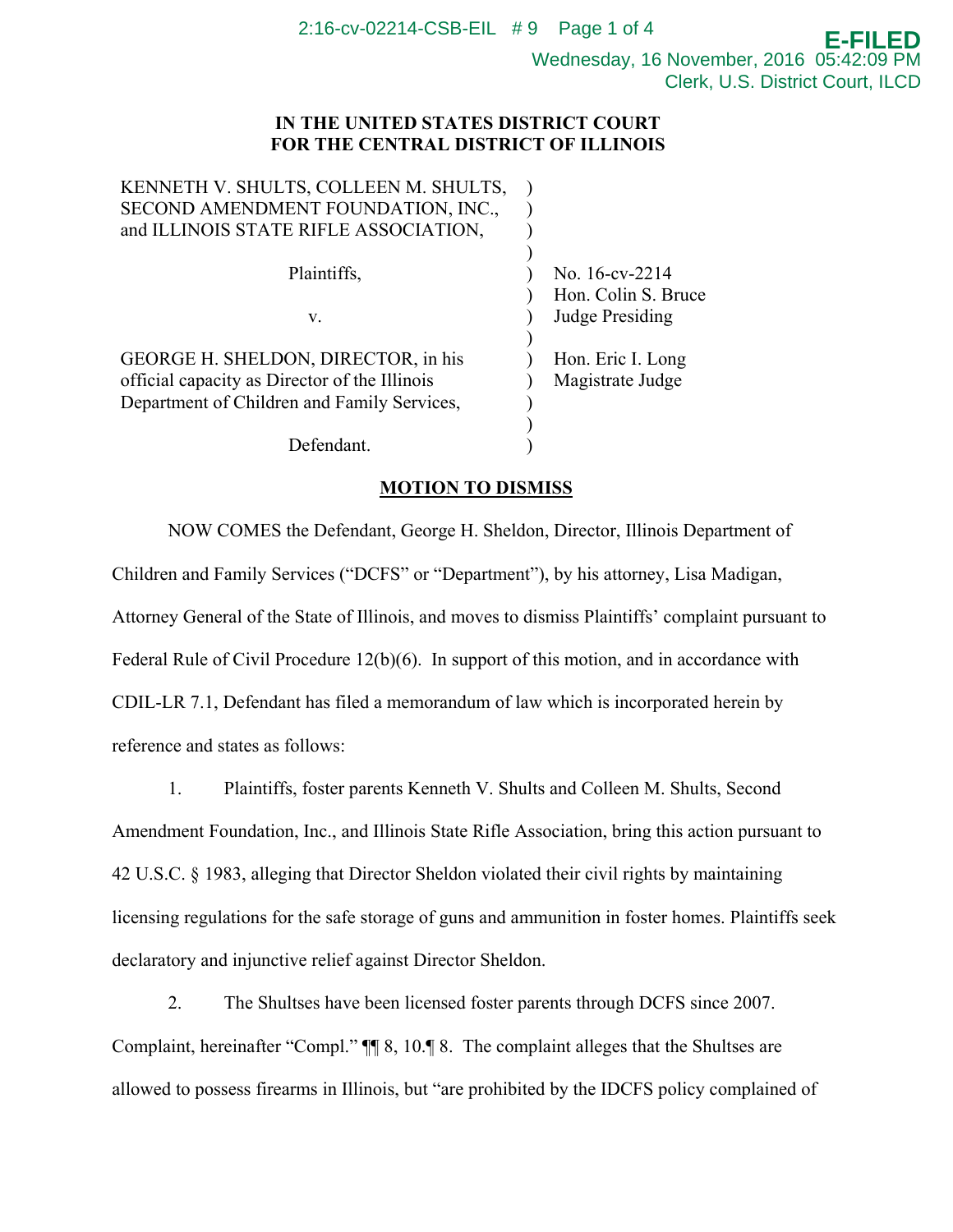IN THE UNITED STATES DISTRICT COURT
FOR THE CENTRAL DISTRICT OF ILLINOIS

| | | |
|---|---|---|
| KENNETH V. SHULTS, COLLEEN M. SHULTS, SECOND AMENDMENT FOUNDATION, INC., and ILLINOIS STATE RIFLE ASSOCIATION, | ) | |
| Plaintiffs, | ) | No. 16-cv-2214 |
| | ) | Hon. Colin S. Bruce |
| v. | ) | Judge Presiding |
| GEORGE H. SHELDON, DIRECTOR, in his official capacity as Director of the Illinois Department of Children and Family Services, | ) | Hon. Eric I. Long Magistrate Judge |
| Defendant. | ) | |

## MOTION TO DISMISS

NOW COMES the Defendant, George H. Sheldon, Director, Illinois Department of Children and Family Services ("DCFS" or "Department"), by his attorney, Lisa Madigan, Attorney General of the State of Illinois, and moves to dismiss Plaintiffs' complaint pursuant to Federal Rule of Civil Procedure 12(b)(6). In support of this motion, and in accordance with CDIL-LR 7.1, Defendant has filed a memorandum of law which is incorporated herein by reference and states as follows:

1. Plaintiffs, foster parents Kenneth V. Shults and Colleen M. Shults, Second Amendment Foundation, Inc., and Illinois State Rifle Association, bring this action pursuant to 42 U.S.C. § 1983, alleging that Director Sheldon violated their civil rights by maintaining licensing regulations for the safe storage of guns and ammunition in foster homes. Plaintiffs seek declaratory and injunctive relief against Director Sheldon.

2. The Shultses have been licensed foster parents through DCFS since 2007. Complaint, hereinafter "Compl." ¶¶ 8, 10.¶ 8. The complaint alleges that the Shultses are allowed to possess firearms in Illinois, but "are prohibited by the IDCFS policy complained of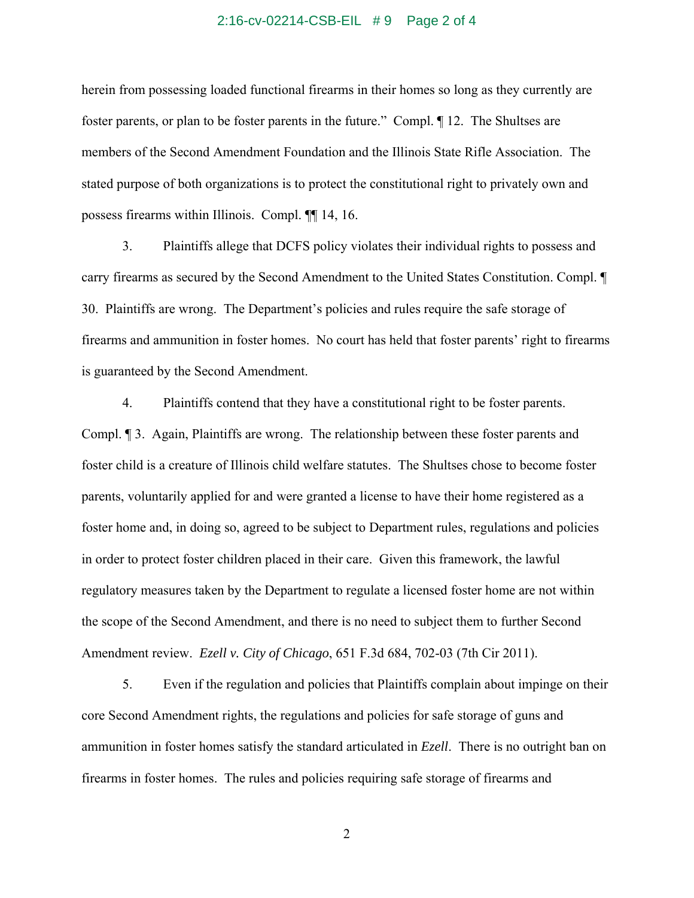herein from possessing loaded functional firearms in their homes so long as they currently are foster parents, or plan to be foster parents in the future." Compl. ¶ 12. The Shultses are members of the Second Amendment Foundation and the Illinois State Rifle Association. The stated purpose of both organizations is to protect the constitutional right to privately own and possess firearms within Illinois. Compl. ¶¶ 14, 16.

3. Plaintiffs allege that DCFS policy violates their individual rights to possess and carry firearms as secured by the Second Amendment to the United States Constitution. Compl. ¶ 30. Plaintiffs are wrong. The Department's policies and rules require the safe storage of firearms and ammunition in foster homes. No court has held that foster parents' right to firearms is guaranteed by the Second Amendment.

4. Plaintiffs contend that they have a constitutional right to be foster parents. Compl. ¶ 3. Again, Plaintiffs are wrong. The relationship between these foster parents and foster child is a creature of Illinois child welfare statutes. The Shultses chose to become foster parents, voluntarily applied for and were granted a license to have their home registered as a foster home and, in doing so, agreed to be subject to Department rules, regulations and policies in order to protect foster children placed in their care. Given this framework, the lawful regulatory measures taken by the Department to regulate a licensed foster home are not within the scope of the Second Amendment, and there is no need to subject them to further Second Amendment review. *Ezell v. City of Chicago*, 651 F.3d 684, 702-03 (7th Cir 2011).

5. Even if the regulation and policies that Plaintiffs complain about impinge on their core Second Amendment rights, the regulations and policies for safe storage of guns and ammunition in foster homes satisfy the standard articulated in *Ezell*. There is no outright ban on firearms in foster homes. The rules and policies requiring safe storage of firearms and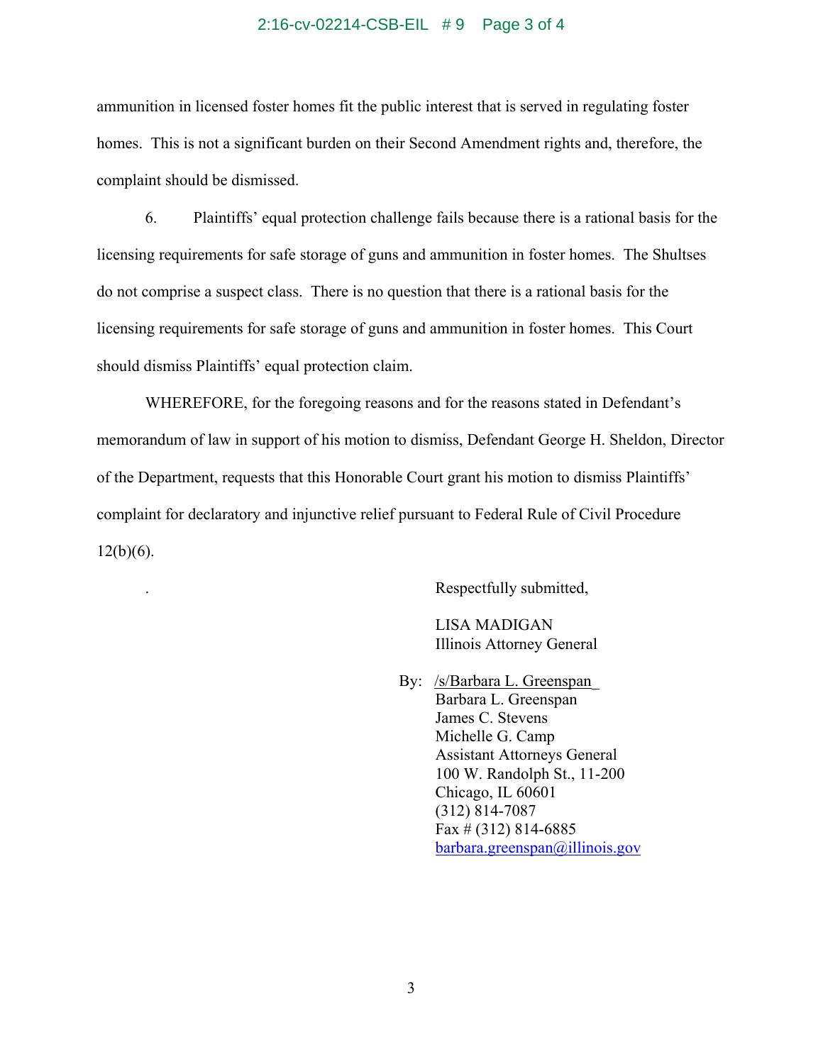ammunition in licensed foster homes fit the public interest that is served in regulating foster homes. This is not a significant burden on their Second Amendment rights and, therefore, the complaint should be dismissed.

6. Plaintiffs' equal protection challenge fails because there is a rational basis for the licensing requirements for safe storage of guns and ammunition in foster homes. The Shultses do not comprise a suspect class. There is no question that there is a rational basis for the licensing requirements for safe storage of guns and ammunition in foster homes. This Court should dismiss Plaintiffs' equal protection claim.

WHEREFORE, for the foregoing reasons and for the reasons stated in Defendant's memorandum of law in support of his motion to dismiss, Defendant George H. Sheldon, Director of the Department, requests that this Honorable Court grant his motion to dismiss Plaintiffs' complaint for declaratory and injunctive relief pursuant to Federal Rule of Civil Procedure 12(b)(6).

Respectfully submitted,

LISA MADIGAN  
Illinois Attorney General

By: /s/Barbara L. Greenspan  
Barbara L. Greenspan  
James C. Stevens  
Michelle G. Camp  
Assistant Attorneys General  
100 W. Randolph St., 11-200  
Chicago, IL 60601  
(312) 814-7087  
Fax # (312) 814-6885  
barbara.greenspan@illinois.gov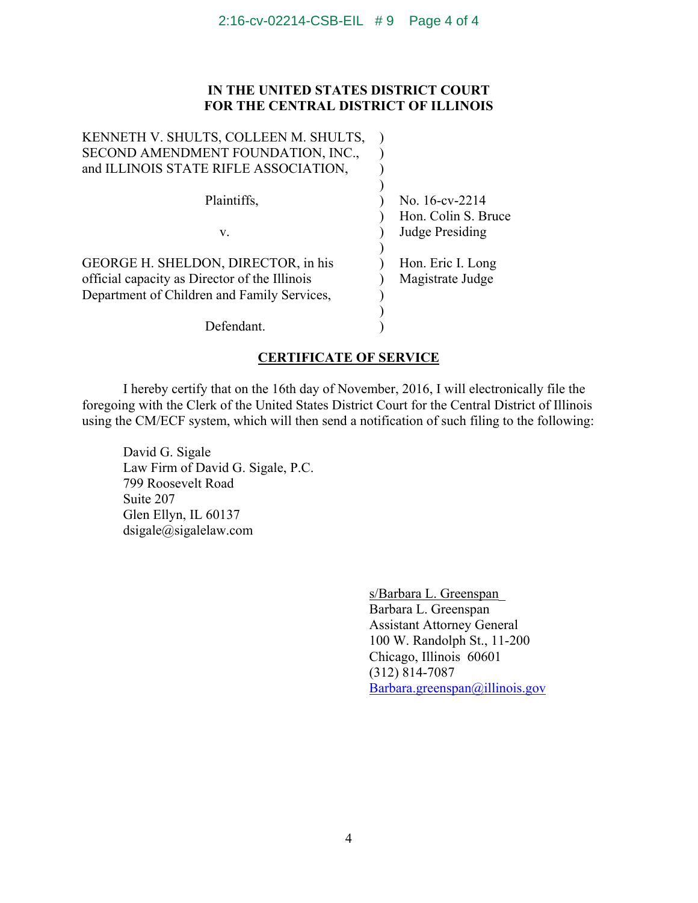**IN THE UNITED STATES DISTRICT COURT**
**FOR THE CENTRAL DISTRICT OF ILLINOIS**

| | | |
|---|---|---|
| KENNETH V. SHULTS, COLLEEN M. SHULTS, SECOND AMENDMENT FOUNDATION, INC., and ILLINOIS STATE RIFLE ASSOCIATION, | ) | |
| Plaintiffs, | ) | No. 16-cv-2214 |
| | ) | Hon. Colin S. Bruce |
| v. | ) | Judge Presiding |
| GEORGE H. SHELDON, DIRECTOR, in his official capacity as Director of the Illinois Department of Children and Family Services, | ) | Hon. Eric I. Long |
| | ) | Magistrate Judge |
| Defendant. | ) | |

**CERTIFICATE OF SERVICE**

I hereby certify that on the 16th day of November, 2016, I will electronically file the foregoing with the Clerk of the United States District Court for the Central District of Illinois using the CM/ECF system, which will then send a notification of such filing to the following:

David G. Sigale
Law Firm of David G. Sigale, P.C.
799 Roosevelt Road
Suite 207
Glen Ellyn, IL 60137
dsigale@sigalelaw.com

s/Barbara L. Greenspan
Barbara L. Greenspan
Assistant Attorney General
100 W. Randolph St., 11-200
Chicago, Illinois 60601
(312) 814-7087
Barbara.greenspan@illinois.gov